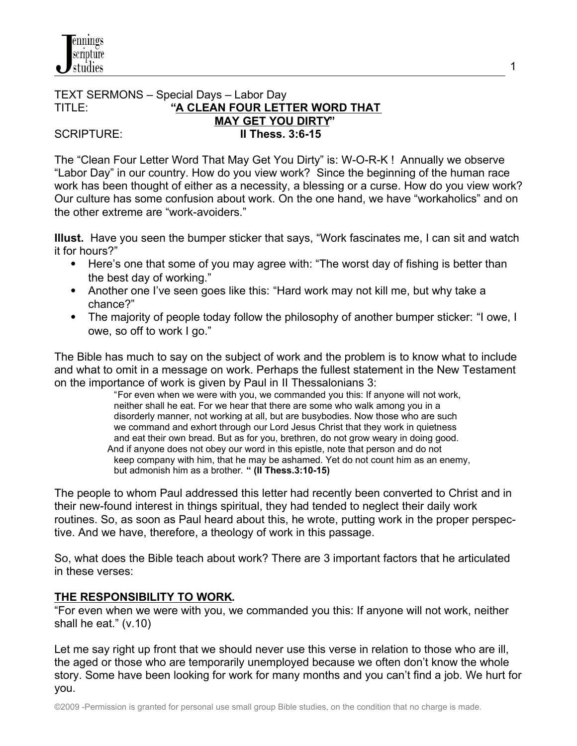TEXT SERMONS – Special Days – Labor Day

TITLE: **"A CLEAN FOUR LETTER WORD THAT MAY GET YOU DIRTY"**

SCRIPTURE: **II Thess. 3:6-15**

The "Clean Four Letter Word That May Get You Dirty" is: W-O-R-K ! Annually we observe "Labor Day" in our country. How do you view work? Since the beginning of the human race work has been thought of either as a necessity, a blessing or a curse. How do you view work? Our culture has some confusion about work. On the one hand, we have "workaholics" and on the other extreme are "work-avoiders."

**Illust.** Have you seen the bumper sticker that says, "Work fascinates me, I can sit and watch it for hours?"

- Here's one that some of you may agree with: "The worst day of fishing is better than the best day of working."
- Another one I've seen goes like this: "Hard work may not kill me, but why take a chance?"
- The majority of people today follow the philosophy of another bumper sticker: "I owe, I owe, so off to work I go."

The Bible has much to say on the subject of work and the problem is to know what to include and what to omit in a message on work. Perhaps the fullest statement in the New Testament on the importance of work is given by Paul in II Thessalonians 3:

> "For even when we were with you, we commanded you this: If anyone will not work, neither shall he eat. For we hear that there are some who walk among you in a disorderly manner, not working at all, but are busybodies. Now those who are such we command and exhort through our Lord Jesus Christ that they work in quietness and eat their own bread. But as for you, brethren, do not grow weary in doing good. And if anyone does not obey our word in this epistle, note that person and do not keep company with him, that he may be ashamed. Yet do not count him as an enemy, but admonish him as a brother. " **(II Thess.3:10-15)**

The people to whom Paul addressed this letter had recently been converted to Christ and in their new-found interest in things spiritual, they had tended to neglect their daily work routines. So, as soon as Paul heard about this, he wrote, putting work in the proper perspective. And we have, therefore, a theology of work in this passage.

So, what does the Bible teach about work? There are 3 important factors that he articulated in these verses:

## THE RESPONSIBILITY TO WORK.

"For even when we were with you, we commanded you this: If anyone will not work, neither shall he eat." (v.10)

Let me say right up front that we should never use this verse in relation to those who are ill, the aged or those who are temporarily unemployed because we often don't know the whole story. Some have been looking for work for many months and you can't find a job. We hurt for you.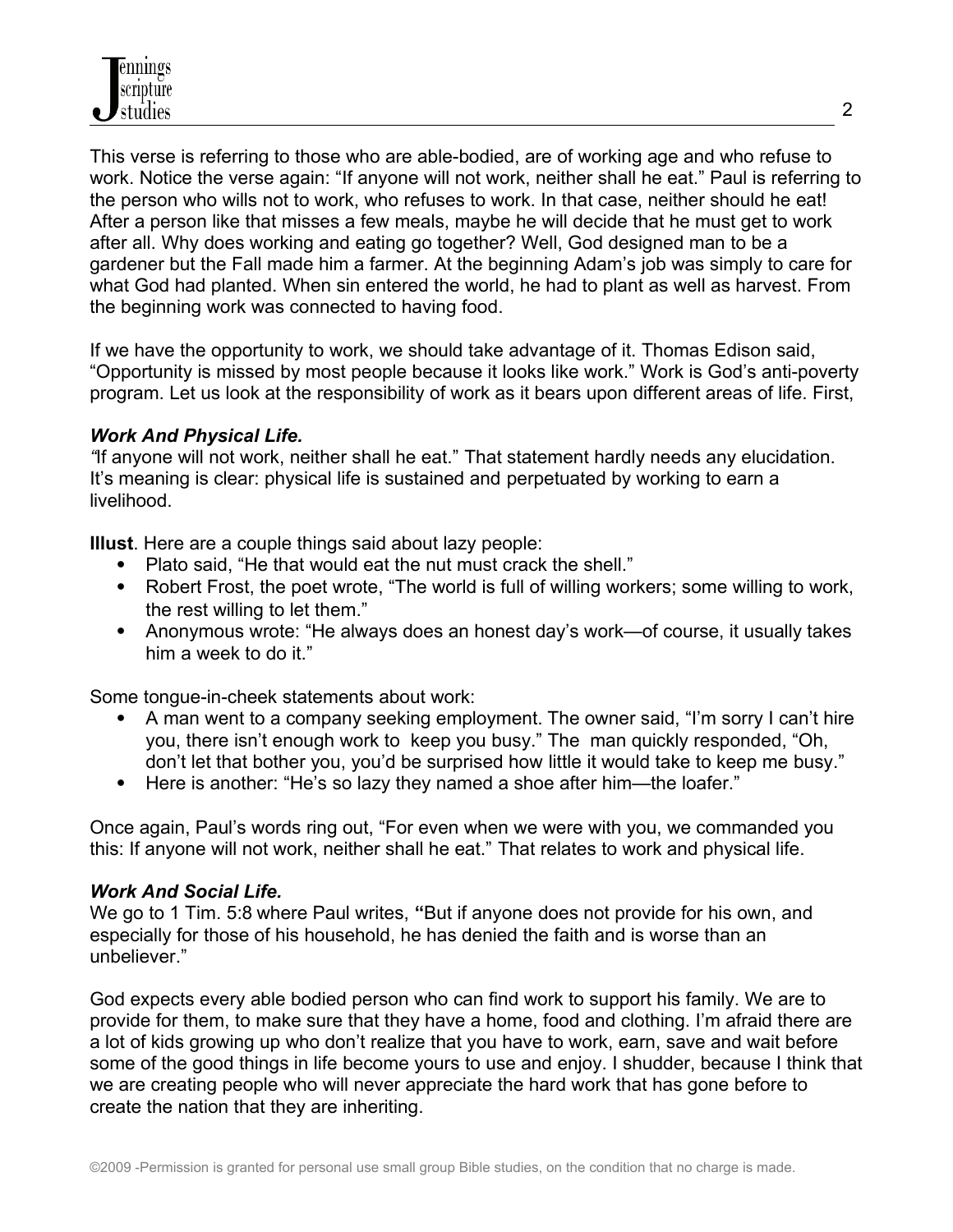This verse is referring to those who are able-bodied, are of working age and who refuse to work. Notice the verse again: "If anyone will not work, neither shall he eat." Paul is referring to the person who wills not to work, who refuses to work. In that case, neither should he eat! After a person like that misses a few meals, maybe he will decide that he must get to work after all. Why does working and eating go together? Well, God designed man to be a gardener but the Fall made him a farmer. At the beginning Adam's job was simply to care for what God had planted. When sin entered the world, he had to plant as well as harvest. From the beginning work was connected to having food.

If we have the opportunity to work, we should take advantage of it. Thomas Edison said, "Opportunity is missed by most people because it looks like work." Work is God's anti-poverty program. Let us look at the responsibility of work as it bears upon different areas of life. First,

***Work And Physical Life.***

*"*If anyone will not work, neither shall he eat." That statement hardly needs any elucidation. It's meaning is clear: physical life is sustained and perpetuated by working to earn a livelihood.

**Illust**. Here are a couple things said about lazy people:

- Plato said, "He that would eat the nut must crack the shell."
- Robert Frost, the poet wrote, "The world is full of willing workers; some willing to work, the rest willing to let them."
- Anonymous wrote: "He always does an honest day's work—of course, it usually takes him a week to do it."

Some tongue-in-cheek statements about work:

- A man went to a company seeking employment. The owner said, "I'm sorry I can't hire you, there isn't enough work to keep you busy." The man quickly responded, "Oh, don't let that bother you, you'd be surprised how little it would take to keep me busy."
- Here is another: "He's so lazy they named a shoe after him—the loafer."

Once again, Paul's words ring out, "For even when we were with you, we commanded you this: If anyone will not work, neither shall he eat." That relates to work and physical life.

***Work And Social Life.***

We go to 1 Tim. 5:8 where Paul writes, **"**But if anyone does not provide for his own, and especially for those of his household, he has denied the faith and is worse than an unbeliever."

God expects every able bodied person who can find work to support his family. We are to provide for them, to make sure that they have a home, food and clothing. I'm afraid there are a lot of kids growing up who don't realize that you have to work, earn, save and wait before some of the good things in life become yours to use and enjoy. I shudder, because I think that we are creating people who will never appreciate the hard work that has gone before to create the nation that they are inheriting.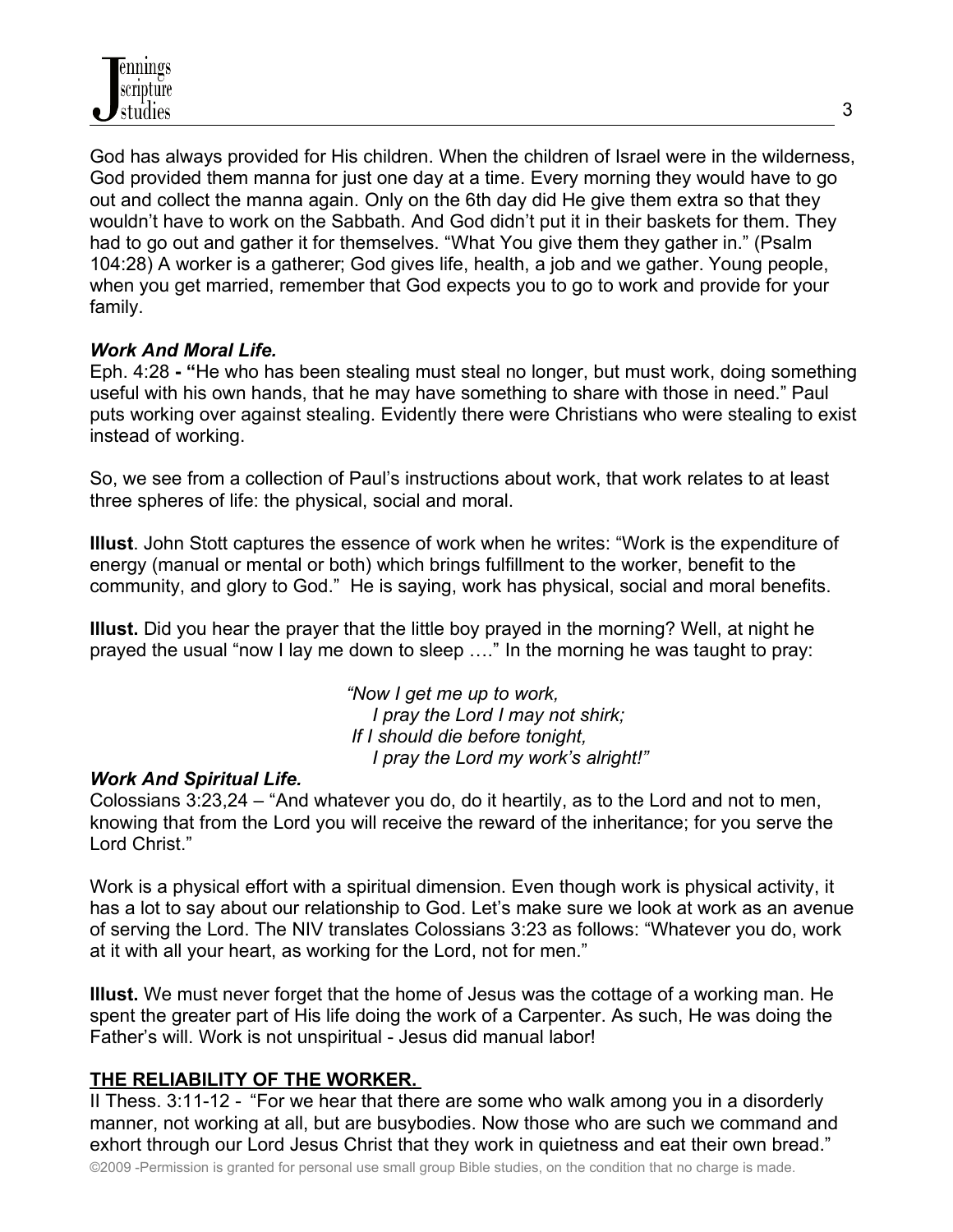God has always provided for His children. When the children of Israel were in the wilderness, God provided them manna for just one day at a time. Every morning they would have to go out and collect the manna again. Only on the 6th day did He give them extra so that they wouldn't have to work on the Sabbath. And God didn't put it in their baskets for them. They had to go out and gather it for themselves. "What You give them they gather in." (Psalm 104:28) A worker is a gatherer; God gives life, health, a job and we gather. Young people, when you get married, remember that God expects you to go to work and provide for your family.

***Work And Moral Life.***

Eph. 4:28 **- "**He who has been stealing must steal no longer, but must work, doing something useful with his own hands, that he may have something to share with those in need." Paul puts working over against stealing. Evidently there were Christians who were stealing to exist instead of working.

So, we see from a collection of Paul's instructions about work, that work relates to at least three spheres of life: the physical, social and moral.

**Illust**. John Stott captures the essence of work when he writes: "Work is the expenditure of energy (manual or mental or both) which brings fulfillment to the worker, benefit to the community, and glory to God." He is saying, work has physical, social and moral benefits.

**Illust.** Did you hear the prayer that the little boy prayed in the morning? Well, at night he prayed the usual "now I lay me down to sleep …." In the morning he was taught to pray:

> *"Now I get me up to work,*
> *I pray the Lord I may not shirk;*
> *If I should die before tonight,*
> *I pray the Lord my work's alright!"*

***Work And Spiritual Life.***

Colossians 3:23,24 – "And whatever you do, do it heartily, as to the Lord and not to men, knowing that from the Lord you will receive the reward of the inheritance; for you serve the Lord Christ."

Work is a physical effort with a spiritual dimension. Even though work is physical activity, it has a lot to say about our relationship to God. Let's make sure we look at work as an avenue of serving the Lord. The NIV translates Colossians 3:23 as follows: "Whatever you do, work at it with all your heart, as working for the Lord, not for men."

**Illust.** We must never forget that the home of Jesus was the cottage of a working man. He spent the greater part of His life doing the work of a Carpenter. As such, He was doing the Father's will. Work is not unspiritual - Jesus did manual labor!

**<u>THE RELIABILITY OF THE WORKER.</u>**

II Thess. 3:11-12 - "For we hear that there are some who walk among you in a disorderly manner, not working at all, but are busybodies. Now those who are such we command and exhort through our Lord Jesus Christ that they work in quietness and eat their own bread."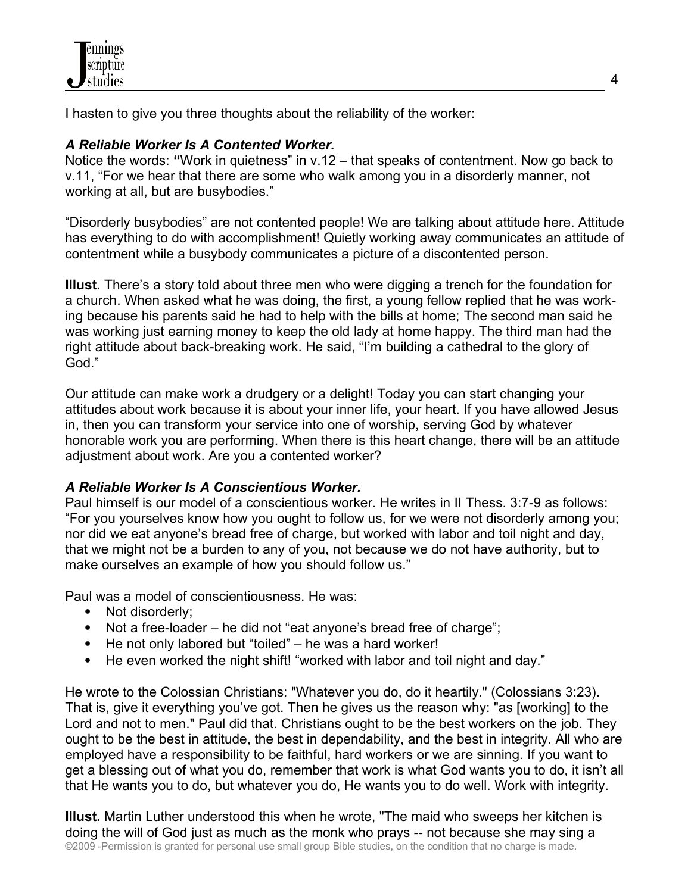I hasten to give you three thoughts about the reliability of the worker:

### *A Reliable Worker Is A Contented Worker.*

Notice the words: **"**Work in quietness" in v.12 – that speaks of contentment. Now go back to v.11, "For we hear that there are some who walk among you in a disorderly manner, not working at all, but are busybodies."

"Disorderly busybodies" are not contented people! We are talking about attitude here. Attitude has everything to do with accomplishment! Quietly working away communicates an attitude of contentment while a busybody communicates a picture of a discontented person.

**Illust.** There's a story told about three men who were digging a trench for the foundation for a church. When asked what he was doing, the first, a young fellow replied that he was working because his parents said he had to help with the bills at home; The second man said he was working just earning money to keep the old lady at home happy. The third man had the right attitude about back-breaking work. He said, "I'm building a cathedral to the glory of God."

Our attitude can make work a drudgery or a delight! Today you can start changing your attitudes about work because it is about your inner life, your heart. If you have allowed Jesus in, then you can transform your service into one of worship, serving God by whatever honorable work you are performing. When there is this heart change, there will be an attitude adjustment about work. Are you a contented worker?

### *A Reliable Worker Is A Conscientious Worker.*

Paul himself is our model of a conscientious worker. He writes in II Thess. 3:7-9 as follows: "For you yourselves know how you ought to follow us, for we were not disorderly among you; nor did we eat anyone's bread free of charge, but worked with labor and toil night and day, that we might not be a burden to any of you, not because we do not have authority, but to make ourselves an example of how you should follow us."

Paul was a model of conscientiousness. He was:

- Not disorderly;
- Not a free-loader – he did not "eat anyone's bread free of charge";
- He not only labored but "toiled" – he was a hard worker!
- He even worked the night shift! "worked with labor and toil night and day."

He wrote to the Colossian Christians: "Whatever you do, do it heartily." (Colossians 3:23). That is, give it everything you've got. Then he gives us the reason why: "as [working] to the Lord and not to men." Paul did that. Christians ought to be the best workers on the job. They ought to be the best in attitude, the best in dependability, and the best in integrity. All who are employed have a responsibility to be faithful, hard workers or we are sinning. If you want to get a blessing out of what you do, remember that work is what God wants you to do, it isn't all that He wants you to do, but whatever you do, He wants you to do well. Work with integrity.

**Illust.** Martin Luther understood this when he wrote, "The maid who sweeps her kitchen is doing the will of God just as much as the monk who prays -- not because she may sing a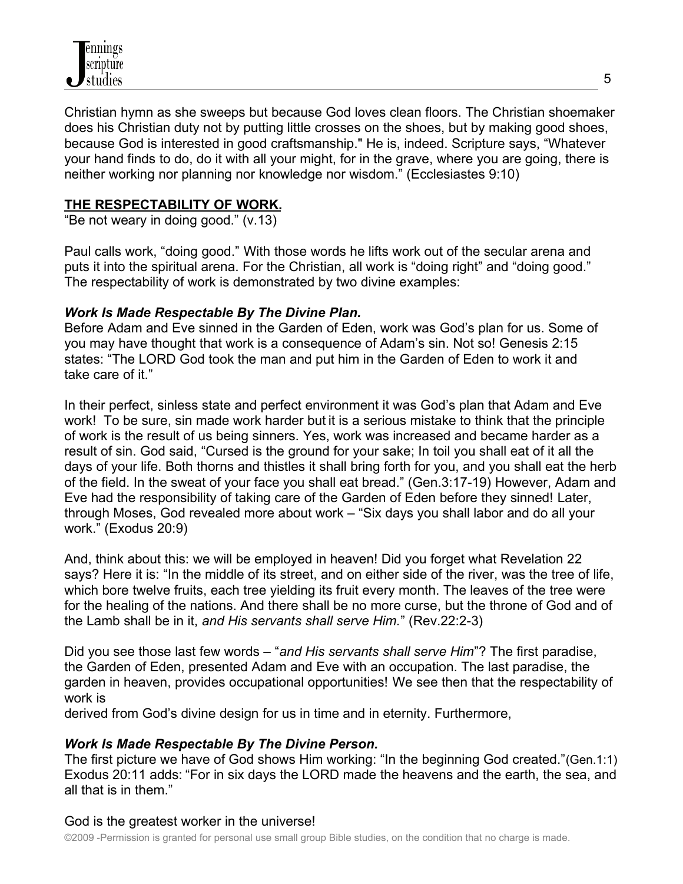Christian hymn as she sweeps but because God loves clean floors. The Christian shoemaker does his Christian duty not by putting little crosses on the shoes, but by making good shoes, because God is interested in good craftsmanship." He is, indeed. Scripture says, "Whatever your hand finds to do, do it with all your might, for in the grave, where you are going, there is neither working nor planning nor knowledge nor wisdom." (Ecclesiastes 9:10)

**THE RESPECTABILITY OF WORK.**

"Be not weary in doing good." (v.13)

Paul calls work, "doing good." With those words he lifts work out of the secular arena and puts it into the spiritual arena. For the Christian, all work is "doing right" and "doing good." The respectability of work is demonstrated by two divine examples:

***Work Is Made Respectable By The Divine Plan.***

Before Adam and Eve sinned in the Garden of Eden, work was God's plan for us. Some of you may have thought that work is a consequence of Adam's sin. Not so! Genesis 2:15 states: "The LORD God took the man and put him in the Garden of Eden to work it and take care of it."

In their perfect, sinless state and perfect environment it was God's plan that Adam and Eve work! To be sure, sin made work harder but it is a serious mistake to think that the principle of work is the result of us being sinners. Yes, work was increased and became harder as a result of sin. God said, "Cursed is the ground for your sake; In toil you shall eat of it all the days of your life. Both thorns and thistles it shall bring forth for you, and you shall eat the herb of the field. In the sweat of your face you shall eat bread." (Gen.3:17-19) However, Adam and Eve had the responsibility of taking care of the Garden of Eden before they sinned! Later, through Moses, God revealed more about work – "Six days you shall labor and do all your work." (Exodus 20:9)

And, think about this: we will be employed in heaven! Did you forget what Revelation 22 says? Here it is: "In the middle of its street, and on either side of the river, was the tree of life, which bore twelve fruits, each tree yielding its fruit every month. The leaves of the tree were for the healing of the nations. And there shall be no more curse, but the throne of God and of the Lamb shall be in it, *and His servants shall serve Him.*" (Rev.22:2-3)

Did you see those last few words – "*and His servants shall serve Him*"? The first paradise, the Garden of Eden, presented Adam and Eve with an occupation. The last paradise, the garden in heaven, provides occupational opportunities! We see then that the respectability of work is derived from God's divine design for us in time and in eternity. Furthermore,

***Work Is Made Respectable By The Divine Person.***

The first picture we have of God shows Him working: "In the beginning God created."(Gen.1:1) Exodus 20:11 adds: "For in six days the LORD made the heavens and the earth, the sea, and all that is in them."

God is the greatest worker in the universe!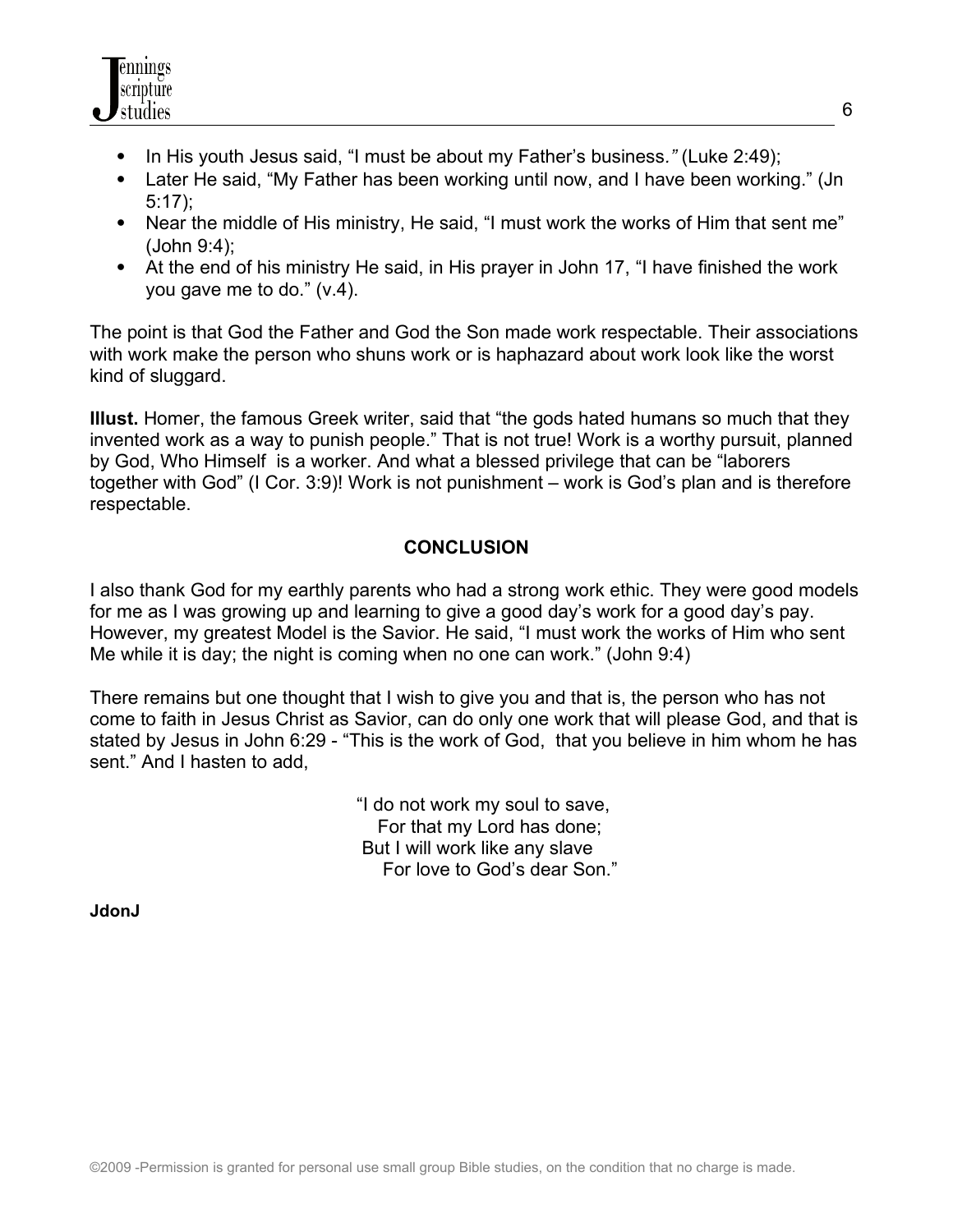- In His youth Jesus said, "I must be about my Father's business.*"* (Luke 2:49);
- Later He said, "My Father has been working until now, and I have been working." (Jn 5:17);
- Near the middle of His ministry, He said, "I must work the works of Him that sent me" (John 9:4);
- At the end of his ministry He said, in His prayer in John 17, "I have finished the work you gave me to do." (v.4).

The point is that God the Father and God the Son made work respectable. Their associations with work make the person who shuns work or is haphazard about work look like the worst kind of sluggard.

**Illust.** Homer, the famous Greek writer, said that "the gods hated humans so much that they invented work as a way to punish people." That is not true! Work is a worthy pursuit, planned by God, Who Himself is a worker. And what a blessed privilege that can be "laborers together with God" (I Cor. 3:9)! Work is not punishment – work is God's plan and is therefore respectable.

## CONCLUSION

I also thank God for my earthly parents who had a strong work ethic. They were good models for me as I was growing up and learning to give a good day's work for a good day's pay. However, my greatest Model is the Savior. He said, "I must work the works of Him who sent Me while it is day; the night is coming when no one can work." (John 9:4)

There remains but one thought that I wish to give you and that is, the person who has not come to faith in Jesus Christ as Savior, can do only one work that will please God, and that is stated by Jesus in John 6:29 - "This is the work of God, that you believe in him whom he has sent." And I hasten to add,

> "I do not work my soul to save,
> For that my Lord has done;
> But I will work like any slave
> For love to God's dear Son."

**JdonJ**

©2009 -Permission is granted for personal use small group Bible studies, on the condition that no charge is made.